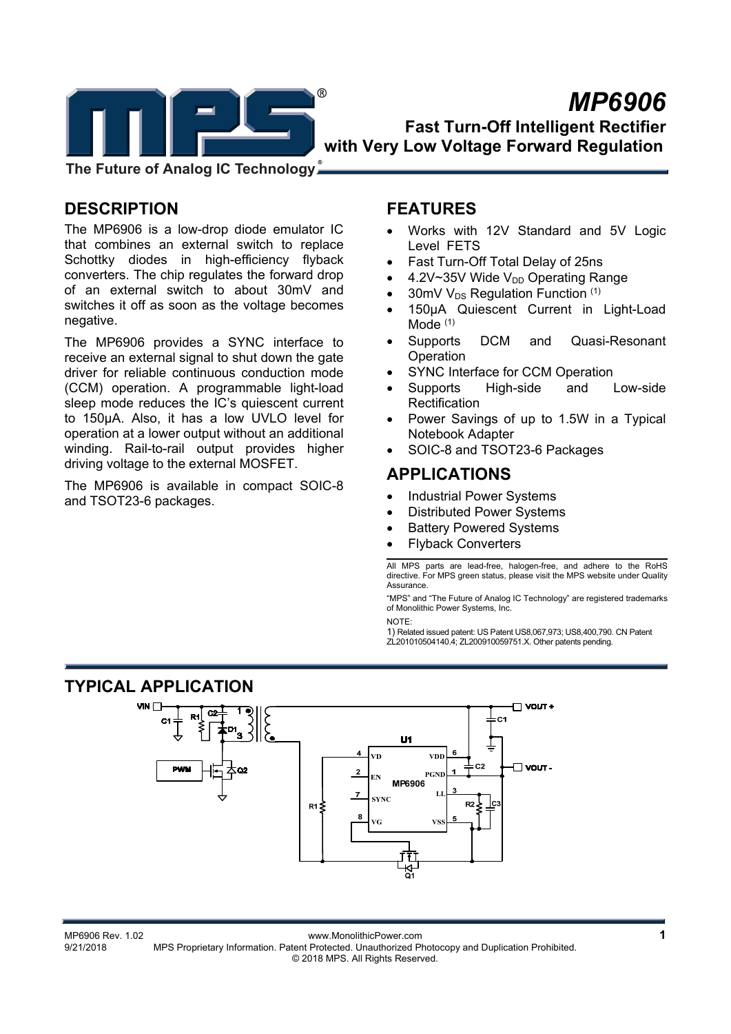# MP6906

## Fast Turn-Off Intelligent Rectifier with Very Low Voltage Forward Regulation

The Future of Analog IC Technology®

## DESCRIPTION

The MP6906 is a low-drop diode emulator IC that combines an external switch to replace Schottky diodes in high-efficiency flyback converters. The chip regulates the forward drop of an external switch to about 30mV and switches it off as soon as the voltage becomes negative.

The MP6906 provides a SYNC interface to receive an external signal to shut down the gate driver for reliable continuous conduction mode (CCM) operation. A programmable light-load sleep mode reduces the IC's quiescent current to 150μA. Also, it has a low UVLO level for operation at a lower output without an additional winding. Rail-to-rail output provides higher driving voltage to the external MOSFET.

The MP6906 is available in compact SOIC-8 and TSOT23-6 packages.

## FEATURES

- Works with 12V Standard and 5V Logic Level FETS
- Fast Turn-Off Total Delay of 25ns
- 4.2V~35V Wide $V_{DD}$ Operating Range
- 30mV $V_{DS}$ Regulation Function [1]
- 150μA Quiescent Current in Light-Load Mode [1]
- Supports DCM and Quasi-Resonant Operation
- SYNC Interface for CCM Operation
- Supports High-side and Low-side Rectification
- Power Savings of up to 1.5W in a Typical Notebook Adapter
- SOIC-8 and TSOT23-6 Packages

## APPLICATIONS

- Industrial Power Systems
- Distributed Power Systems
- Battery Powered Systems
- Flyback Converters

All MPS parts are lead-free, halogen-free, and adhere to the RoHS directive. For MPS green status, please visit the MPS website under Quality Assurance.

"MPS" and "The Future of Analog IC Technology" are registered trademarks of Monolithic Power Systems, Inc.

NOTE:
1) Related issued patent: US Patent US8,067,973; US8,400,790. CN Patent ZL201010504140.4; ZL200910059751.X. Other patents pending.

## TYPICAL APPLICATION

VIN, C1, R1, C2, D1, PWM, Q2, VOUT +, C1, U1, 4 VD, 2 EN, 7 SYNC, 8 VG, MP6906, VDD 6, PGND 1, LL 3, VSS 5, C2, VOUT -, R1, R2, C3, Q1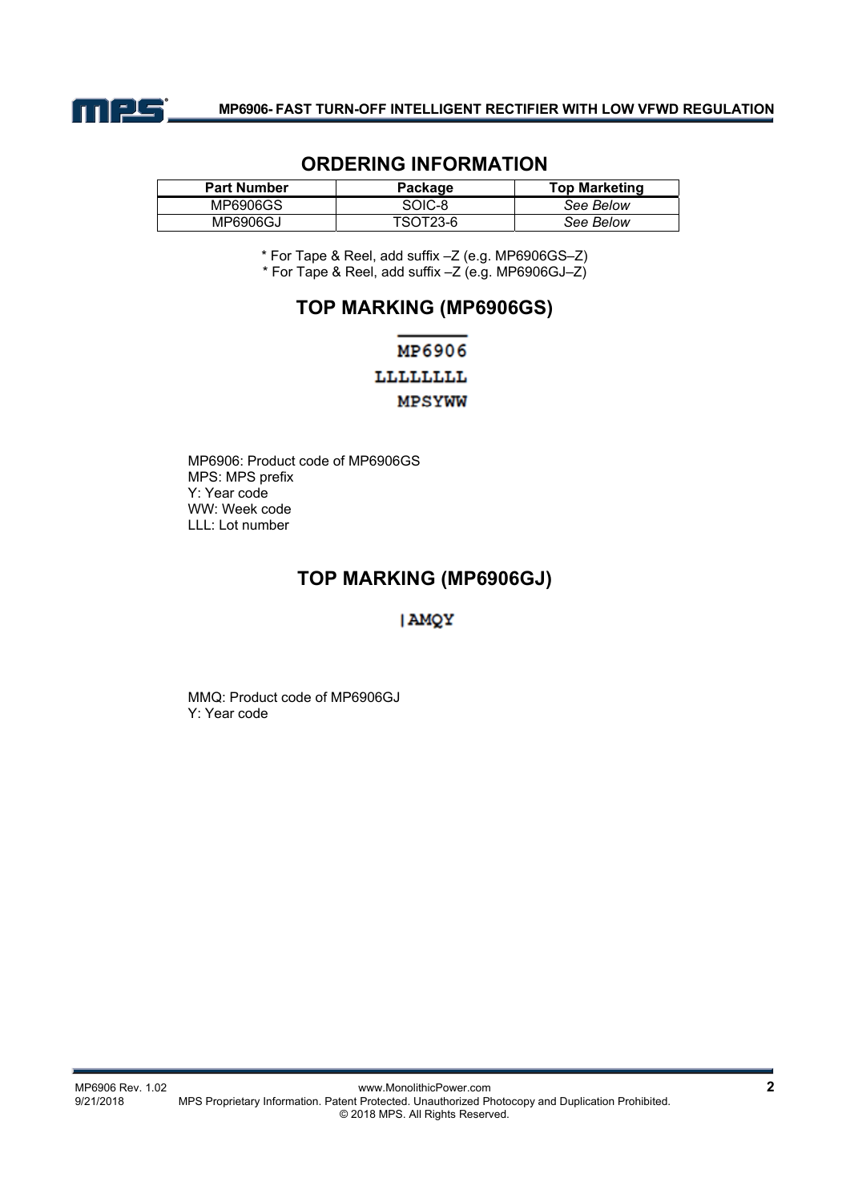## ORDERING INFORMATION

| Part Number | Package | Top Marketing |
|---|---|---|
| MP6906GS | SOIC-8 | *See Below* |
| MP6906GJ | TSOT23-6 | *See Below* |

* For Tape & Reel, add suffix –Z (e.g. MP6906GS–Z)
* For Tape & Reel, add suffix –Z (e.g. MP6906GJ–Z)

## TOP MARKING (MP6906GS)

MP6906
LLLLLLLL
MPSYWW

MP6906: Product code of MP6906GS
MPS: MPS prefix
Y: Year code
WW: Week code
LLL: Lot number

## TOP MARKING (MP6906GJ)

|AMQY

MMQ: Product code of MP6906GJ
Y: Year code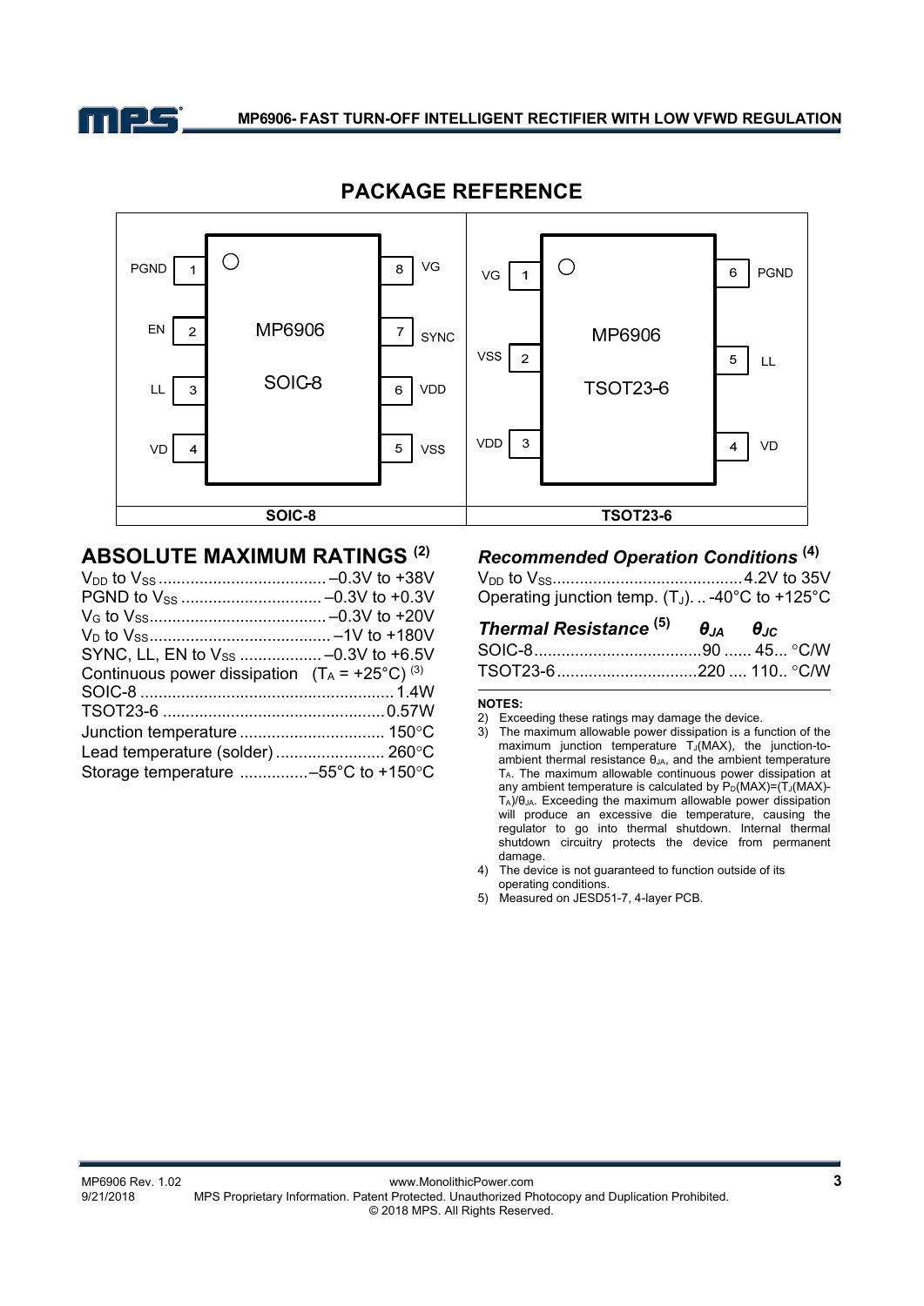## PACKAGE REFERENCE

| SOIC-8 | TSOT23-6 |
|---|---|
| Pin 1: PGND, Pin 2: EN, Pin 3: LL, Pin 4: VD, Pin 5: VSS, Pin 6: VDD, Pin 7: SYNC, Pin 8: VG (MP6906 SOIC-8) | Pin 1: VG, Pin 2: VSS, Pin 3: VDD, Pin 4: VD, Pin 5: LL, Pin 6: PGND (MP6906 TSOT23-6) |

## ABSOLUTE MAXIMUM RATINGS [2]

$V_{DD}$ to $V_{SS}$ .................................... –0.3V to +38V
PGND to $V_{SS}$ .............................. –0.3V to +0.3V
$V_G$ to $V_{SS}$ ...................................... –0.3V to +20V
$V_D$ to $V_{SS}$ ....................................... –1V to +180V
SYNC, LL, EN to $V_{SS}$ .................. –0.3V to +6.5V
Continuous power dissipation ($T_A$ = +25°C) [3]
SOIC-8 ....................................................... 1.4W
TSOT23-6 ................................................. 0.57W
Junction temperature ................................ 150°C
Lead temperature (solder) ........................ 260°C
Storage temperature ...............–55°C to +150°C

### *Recommended Operation Conditions* [4]

$V_{DD}$ to $V_{SS}$ .......................................... 4.2V to 35V
Operating junction temp. ($T_J$). .. -40°C to +125°C

| *Thermal Resistance* [5] | $\theta_{JA}$ | $\theta_{JC}$ | |
|---|---|---|---|
| SOIC-8 | 90 | 45 | °C/W |
| TSOT23-6 | 220 | 110 | °C/W |

**NOTES:**

2) Exceeding these ratings may damage the device.
3) The maximum allowable power dissipation is a function of the maximum junction temperature $T_J$(MAX), the junction-to-ambient thermal resistance $\theta_{JA}$, and the ambient temperature $T_A$. The maximum allowable continuous power dissipation at any ambient temperature is calculated by $P_D(MAX)=(T_J(MAX)-T_A)/\theta_{JA}$. Exceeding the maximum allowable power dissipation will produce an excessive die temperature, causing the regulator to go into thermal shutdown. Internal thermal shutdown circuitry protects the device from permanent damage.
4) The device is not guaranteed to function outside of its operating conditions.
5) Measured on JESD51-7, 4-layer PCB.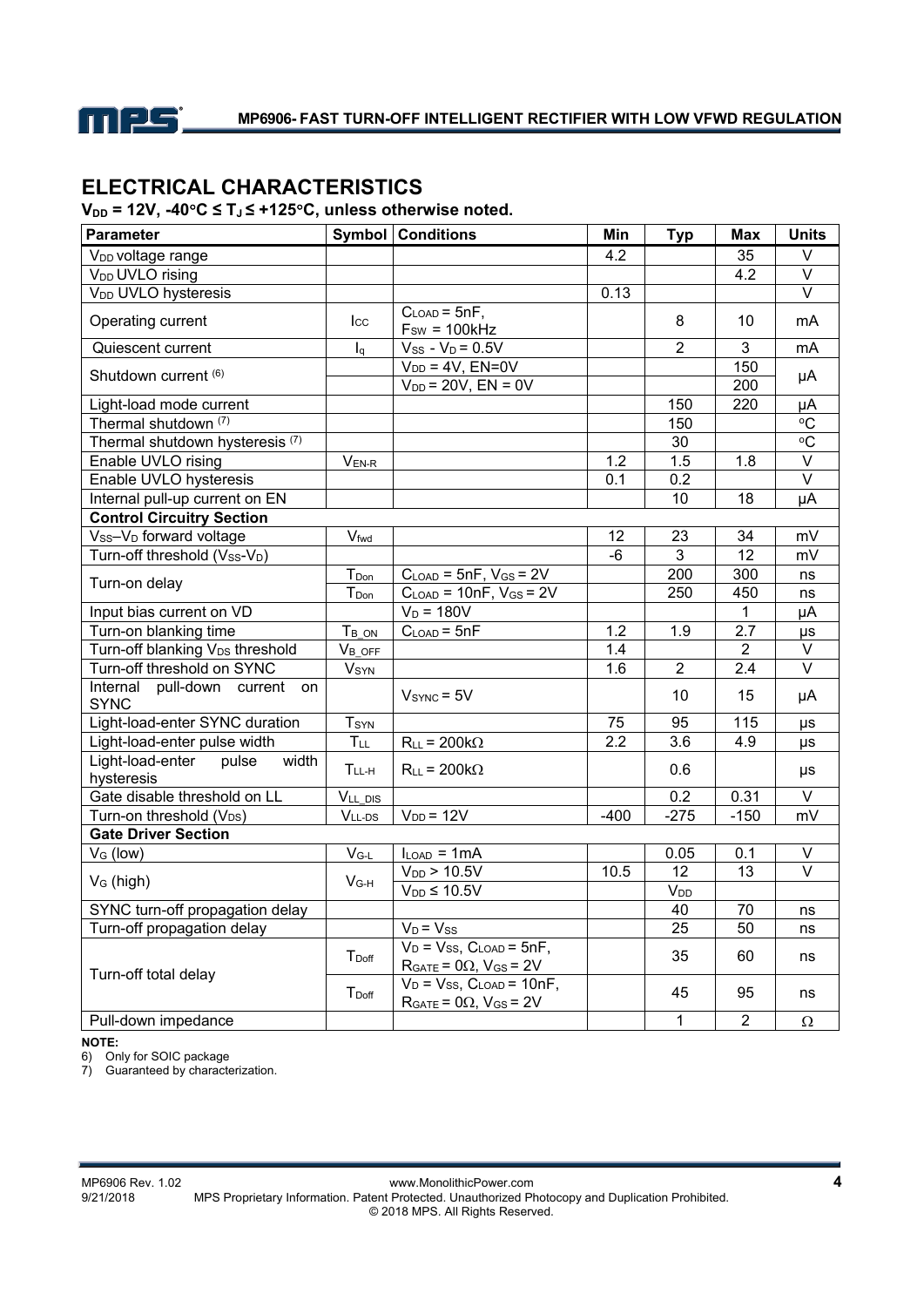## ELECTRICAL CHARACTERISTICS

**$V_{DD}$ = 12V, -40°C ≤ $T_J$ ≤ +125°C, unless otherwise noted.**

| Parameter | Symbol | Conditions | Min | Typ | Max | Units |
|---|---|---|---|---|---|---|
| $V_{DD}$ voltage range | | | 4.2 | | 35 | V |
| $V_{DD}$ UVLO rising | | | | | 4.2 | V |
| $V_{DD}$ UVLO hysteresis | | | 0.13 | | | V |
| Operating current | $I_{CC}$ | $C_{LOAD}$ = 5nF, $F_{SW}$ = 100kHz | | 8 | 10 | mA |
| Quiescent current | $I_q$ | $V_{SS}$ - $V_D$ = 0.5V | | 2 | 3 | mA |
| Shutdown current [6] | | $V_{DD}$ = 4V, EN=0V | | | 150 | µA |
| | | $V_{DD}$ = 20V, EN = 0V | | | 200 | |
| Light-load mode current | | | | 150 | 220 | µA |
| Thermal shutdown [7] | | | | 150 | | °C |
| Thermal shutdown hysteresis [7] | | | | 30 | | °C |
| Enable UVLO rising | $V_{EN-R}$ | | 1.2 | 1.5 | 1.8 | V |
| Enable UVLO hysteresis | | | 0.1 | 0.2 | | V |
| Internal pull-up current on EN | | | | 10 | 18 | µA |
| **Control Circuitry Section** | | | | | | |
| $V_{SS}$–$V_D$ forward voltage | $V_{fwd}$ | | 12 | 23 | 34 | mV |
| Turn-off threshold ($V_{SS}$-$V_D$) | | | -6 | 3 | 12 | mV |
| Turn-on delay | $T_{Don}$ | $C_{LOAD}$ = 5nF, $V_{GS}$ = 2V | | 200 | 300 | ns |
| | $T_{Don}$ | $C_{LOAD}$ = 10nF, $V_{GS}$ = 2V | | 250 | 450 | ns |
| Input bias current on VD | | $V_D$ = 180V | | | 1 | µA |
| Turn-on blanking time | $T_{B\_ON}$ | $C_{LOAD}$ = 5nF | 1.2 | 1.9 | 2.7 | µs |
| Turn-off blanking $V_{DS}$ threshold | $V_{B\_OFF}$ | | 1.4 | | 2 | V |
| Turn-off threshold on SYNC | $V_{SYN}$ | | 1.6 | 2 | 2.4 | V |
| Internal pull-down current on SYNC | | $V_{SYNC}$ = 5V | | 10 | 15 | µA |
| Light-load-enter SYNC duration | $T_{SYN}$ | | 75 | 95 | 115 | µs |
| Light-load-enter pulse width | $T_{LL}$ | $R_{LL}$ = 200kΩ | 2.2 | 3.6 | 4.9 | µs |
| Light-load-enter pulse width hysteresis | $T_{LL-H}$ | $R_{LL}$ = 200kΩ | | 0.6 | | µs |
| Gate disable threshold on LL | $V_{LL\_DIS}$ | | | 0.2 | 0.31 | V |
| Turn-on threshold ($V_{DS}$) | $V_{LL-DS}$ | $V_{DD}$ = 12V | -400 | -275 | -150 | mV |
| **Gate Driver Section** | | | | | | |
| $V_G$ (low) | $V_{G-L}$ | $I_{LOAD}$ = 1mA | | 0.05 | 0.1 | V |
| $V_G$ (high) | $V_{G-H}$ | $V_{DD}$ > 10.5V | 10.5 | 12 | 13 | V |
| | | $V_{DD}$ ≤ 10.5V | | $V_{DD}$ | | |
| SYNC turn-off propagation delay | | | | 40 | 70 | ns |
| Turn-off propagation delay | | $V_D$ = $V_{SS}$ | | 25 | 50 | ns |
| Turn-off total delay | $T_{Doff}$ | $V_D$ = $V_{SS}$, $C_{LOAD}$ = 5nF, $R_{GATE}$ = 0Ω, $V_{GS}$ = 2V | | 35 | 60 | ns |
| | $T_{Doff}$ | $V_D$ = $V_{SS}$, $C_{LOAD}$ = 10nF, $R_{GATE}$ = 0Ω, $V_{GS}$ = 2V | | 45 | 95 | ns |
| Pull-down impedance | | | | 1 | 2 | Ω |

**NOTE:**

6) Only for SOIC package

7) Guaranteed by characterization.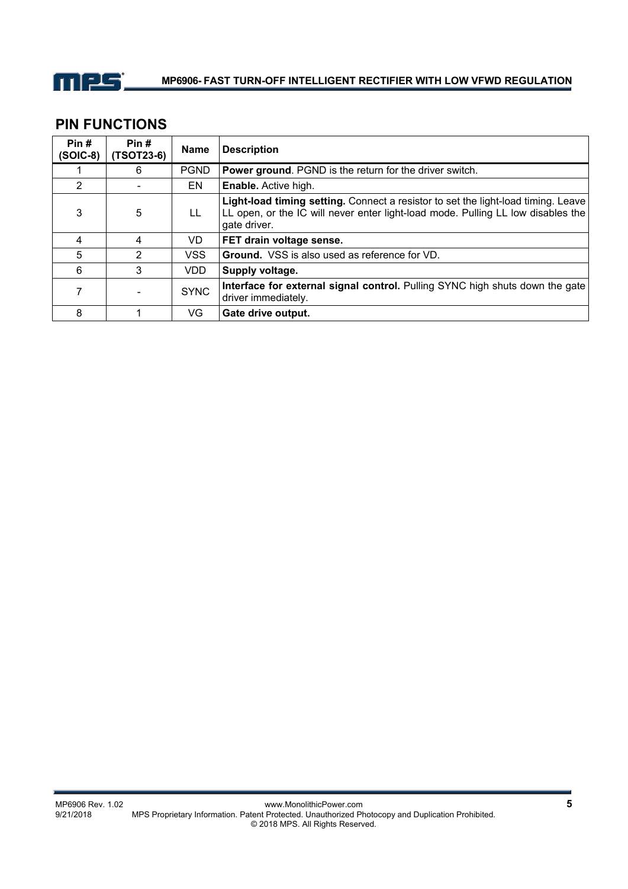## PIN FUNCTIONS

| Pin # (SOIC-8) | Pin # (TSOT23-6) | Name | Description |
|---|---|---|---|
| 1 | 6 | PGND | **Power ground**. PGND is the return for the driver switch. |
| 2 | - | EN | **Enable.** Active high. |
| 3 | 5 | LL | **Light-load timing setting.** Connect a resistor to set the light-load timing. Leave LL open, or the IC will never enter light-load mode. Pulling LL low disables the gate driver. |
| 4 | 4 | VD | **FET drain voltage sense.** |
| 5 | 2 | VSS | **Ground.** VSS is also used as reference for VD. |
| 6 | 3 | VDD | **Supply voltage.** |
| 7 | - | SYNC | **Interface for external signal control.** Pulling SYNC high shuts down the gate driver immediately. |
| 8 | 1 | VG | **Gate drive output.** |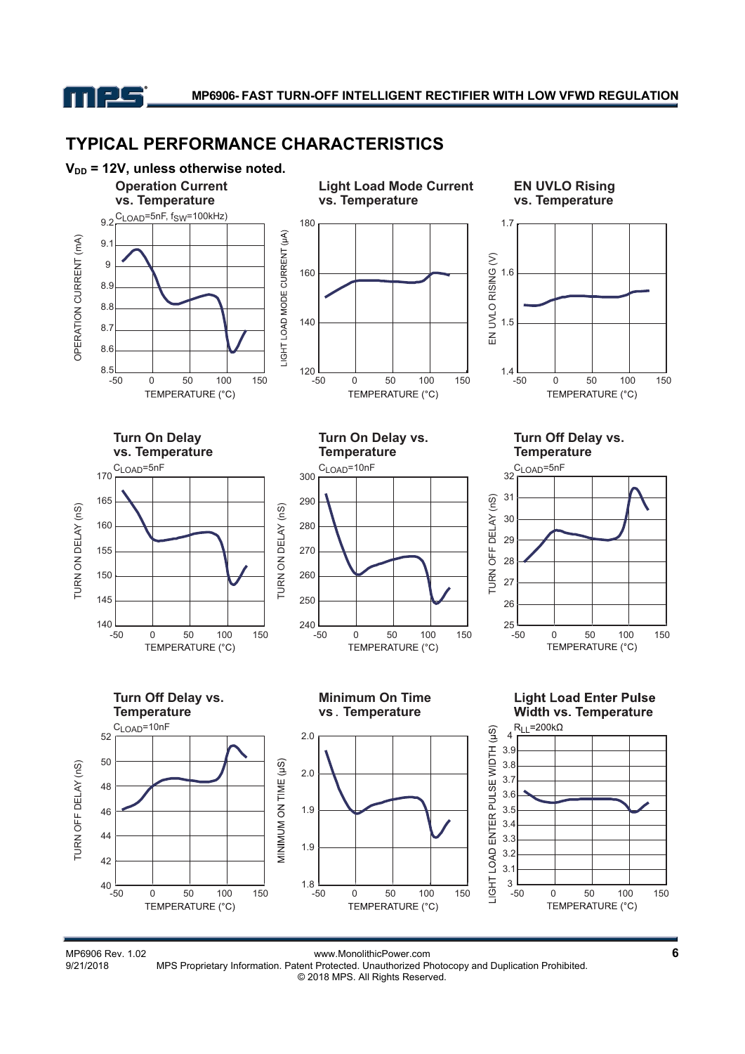## TYPICAL PERFORMANCE CHARACTERISTICS

**$V_{DD}$ = 12V, unless otherwise noted.**

**Operation Current vs. Temperature**

$C_{LOAD}$=5nF, $f_{SW}$=100kHz)

OPERATION CURRENT (mA)

TEMPERATURE (°C)

**Light Load Mode Current vs. Temperature**

LIGHT LOAD MODE CURRENT (µA)

TEMPERATURE (°C)

**EN UVLO Rising vs. Temperature**

EN UVLO RISING (V)

TEMPERATURE (°C)

**Turn On Delay vs. Temperature**

$C_{LOAD}$=5nF

TURN ON DELAY (nS)

TEMPERATURE (°C)

**Turn On Delay vs. Temperature**

$C_{LOAD}$=10nF

TURN ON DELAY (nS)

TEMPERATURE (°C)

**Turn Off Delay vs. Temperature**

$C_{LOAD}$=5nF

TURN OFF DELAY (nS)

TEMPERATURE (°C)

**Turn Off Delay vs. Temperature**

$C_{LOAD}$=10nF

TURN OFF DELAY (nS)

TEMPERATURE (°C)

**Minimum On Time vs. Temperature**

MINIMUM ON TIME (µS)

TEMPERATURE (°C)

**Light Load Enter Pulse Width vs. Temperature**

$R_{LL}$=200kΩ

LIGHT LOAD ENTER PULSE WIDTH (µS)

TEMPERATURE (°C)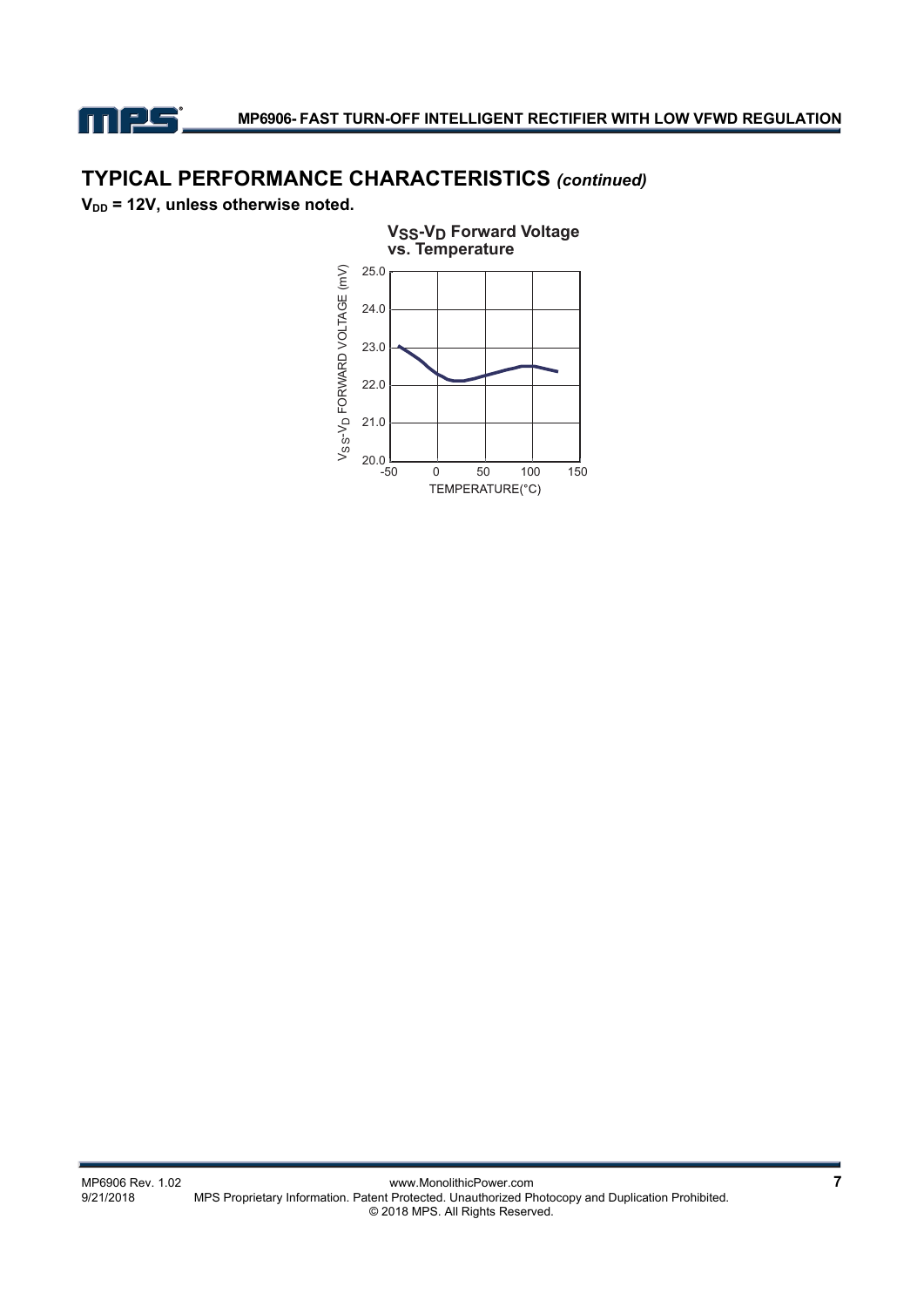## TYPICAL PERFORMANCE CHARACTERISTICS *(continued)*

**$V_{DD}$ = 12V, unless otherwise noted.**

**$V_{SS}$-$V_D$ Forward Voltage vs. Temperature**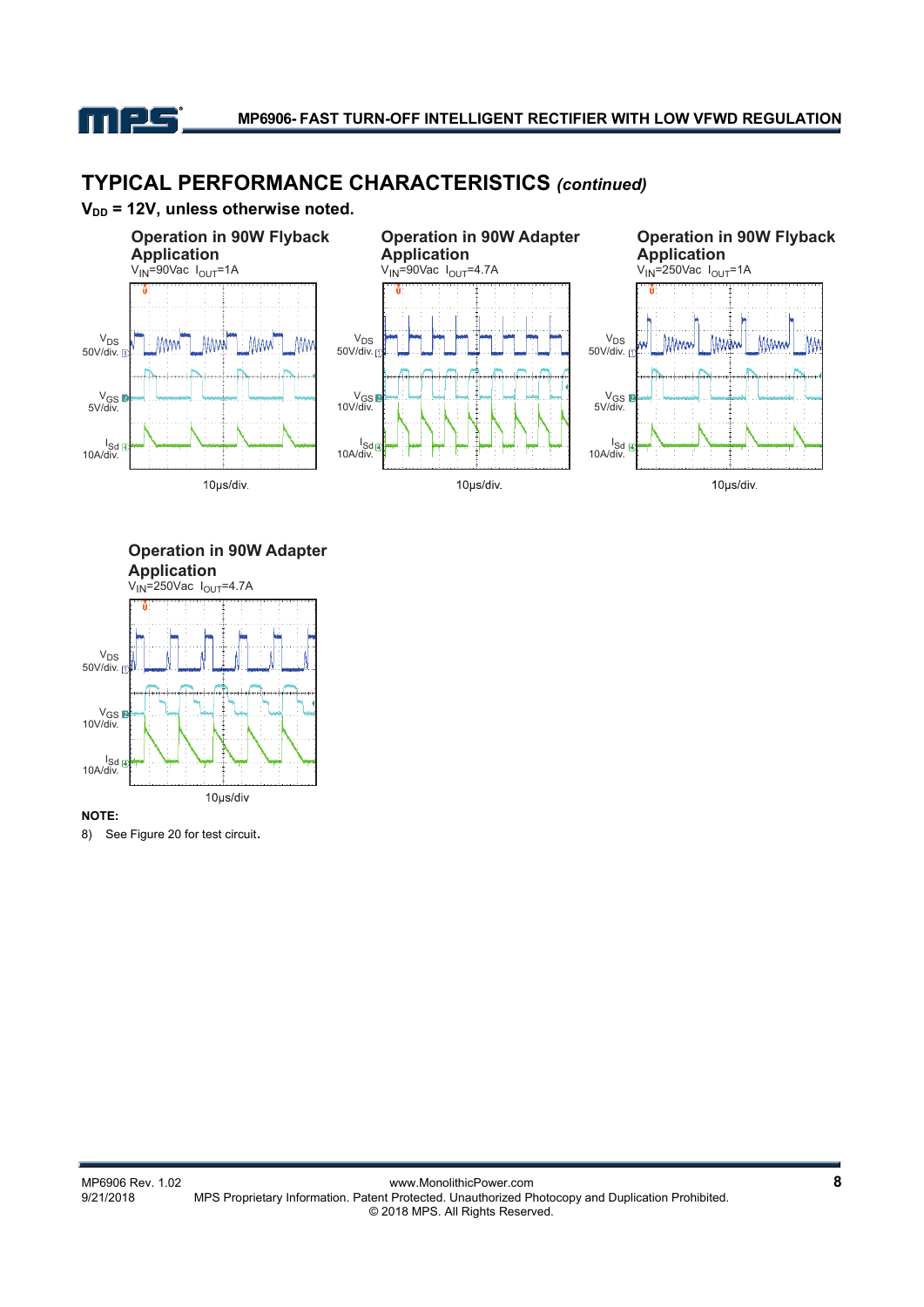## TYPICAL PERFORMANCE CHARACTERISTICS *(continued)*

**$V_{DD}$ = 12V, unless otherwise noted.**

**Operation in 90W Flyback Application**

$V_{IN}$=90Vac $I_{OUT}$=1A

$V_{DS}$ 50V/div.

$V_{GS}$ 5V/div.

$I_{Sd}$ 10A/div.

10µs/div.

**Operation in 90W Adapter Application**

$V_{IN}$=90Vac $I_{OUT}$=4.7A

$V_{DS}$ 50V/div.

$V_{GS}$ 10V/div.

$I_{Sd}$ 10A/div.

10µs/div.

**Operation in 90W Flyback Application**

$V_{IN}$=250Vac $I_{OUT}$=1A

$V_{DS}$ 50V/div.

$V_{GS}$ 5V/div.

$I_{Sd}$ 10A/div.

10µs/div.

**Operation in 90W Adapter Application**

$V_{IN}$=250Vac $I_{OUT}$=4.7A

$V_{DS}$ 50V/div.

$V_{GS}$ 10V/div.

$I_{Sd}$ 10A/div.

10µs/div

**NOTE:**

8) See Figure 20 for test circuit.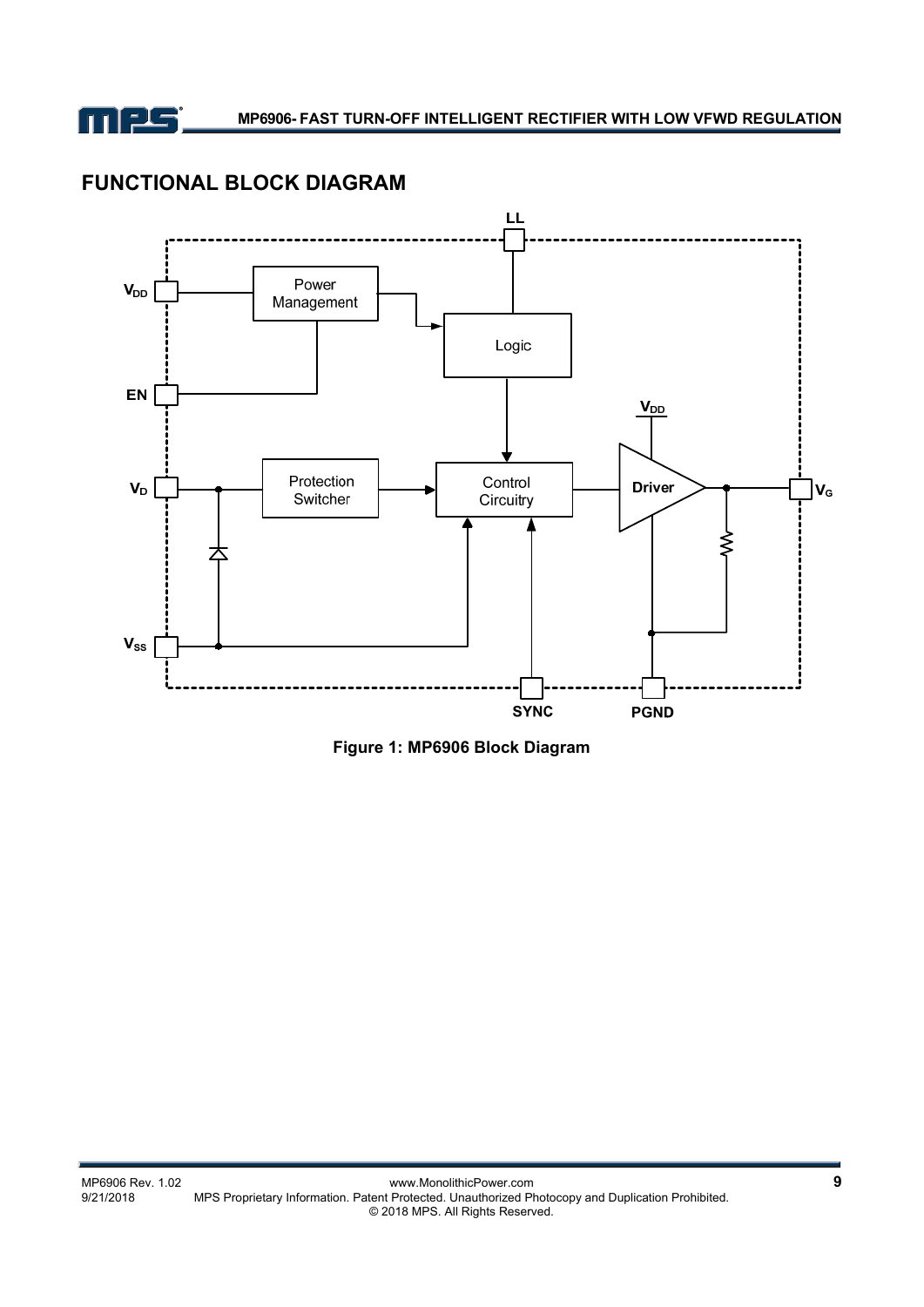## FUNCTIONAL BLOCK DIAGRAM

**Figure 1: MP6906 Block Diagram**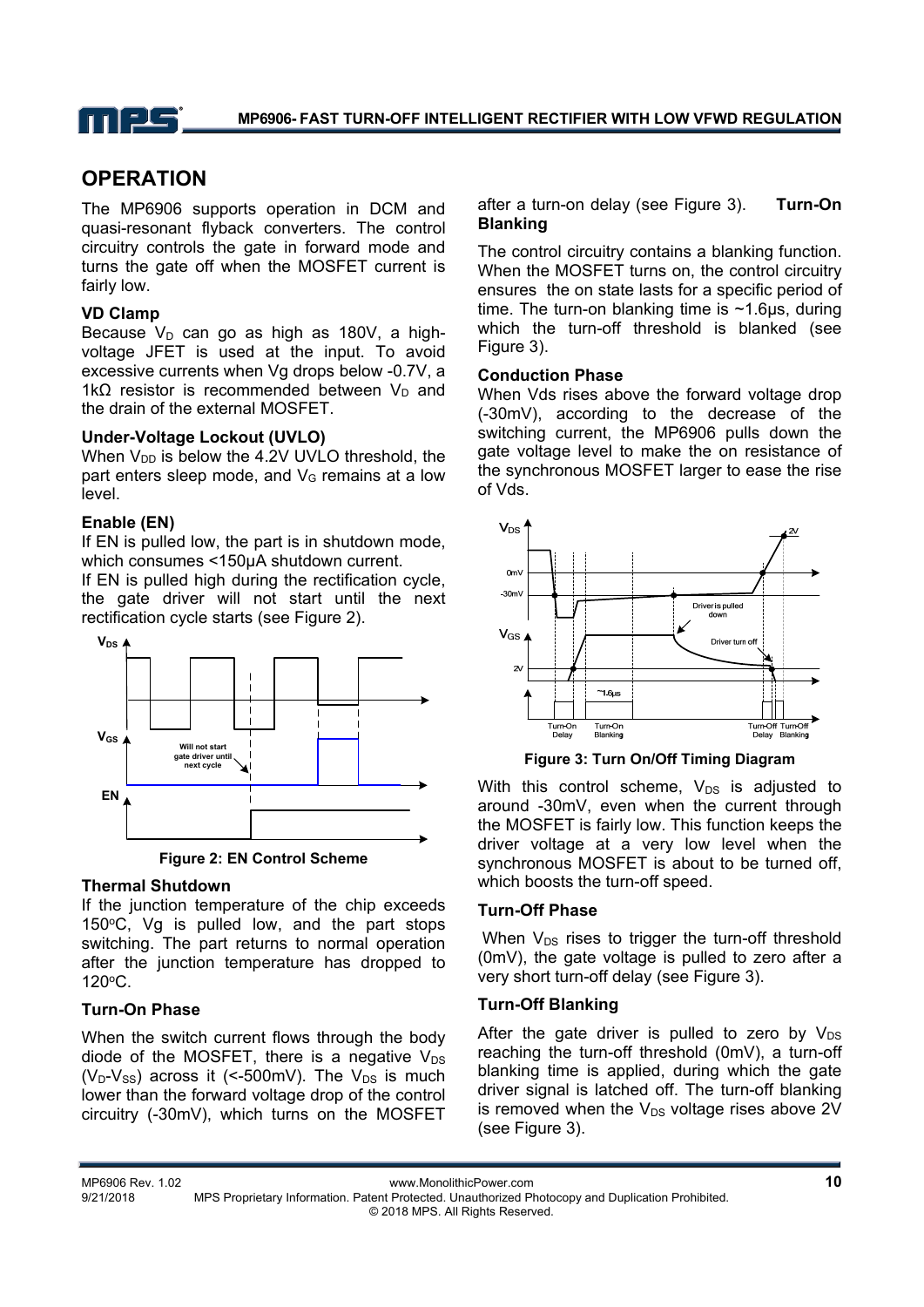## OPERATION

The MP6906 supports operation in DCM and quasi-resonant flyback converters. The control circuitry controls the gate in forward mode and turns the gate off when the MOSFET current is fairly low.

### VD Clamp

Because $V_D$ can go as high as 180V, a high-voltage JFET is used at the input. To avoid excessive currents when Vg drops below -0.7V, a 1kΩ resistor is recommended between $V_D$ and the drain of the external MOSFET.

### Under-Voltage Lockout (UVLO)

When $V_{DD}$ is below the 4.2V UVLO threshold, the part enters sleep mode, and $V_G$ remains at a low level.

### Enable (EN)

If EN is pulled low, the part is in shutdown mode, which consumes <150µA shutdown current.

If EN is pulled high during the rectification cycle, the gate driver will not start until the next rectification cycle starts (see Figure 2).

Figure 2: EN Control Scheme

### Thermal Shutdown

If the junction temperature of the chip exceeds 150°C, Vg is pulled low, and the part stops switching. The part returns to normal operation after the junction temperature has dropped to 120°C.

### Turn-On Phase

When the switch current flows through the body diode of the MOSFET, there is a negative $V_{DS}$ ($V_D$-$V_{SS}$) across it (<-500mV). The $V_{DS}$ is much lower than the forward voltage drop of the control circuitry (-30mV), which turns on the MOSFET after a turn-on delay (see Figure 3).

### Turn-On Blanking

The control circuitry contains a blanking function. When the MOSFET turns on, the control circuitry ensures the on state lasts for a specific period of time. The turn-on blanking time is ~1.6µs, during which the turn-off threshold is blanked (see Figure 3).

### Conduction Phase

When Vds rises above the forward voltage drop (-30mV), according to the decrease of the switching current, the MP6906 pulls down the gate voltage level to make the on resistance of the synchronous MOSFET larger to ease the rise of Vds.

Figure 3: Turn On/Off Timing Diagram

With this control scheme, $V_{DS}$ is adjusted to around -30mV, even when the current through the MOSFET is fairly low. This function keeps the driver voltage at a very low level when the synchronous MOSFET is about to be turned off, which boosts the turn-off speed.

### Turn-Off Phase

When $V_{DS}$ rises to trigger the turn-off threshold (0mV), the gate voltage is pulled to zero after a very short turn-off delay (see Figure 3).

### Turn-Off Blanking

After the gate driver is pulled to zero by $V_{DS}$ reaching the turn-off threshold (0mV), a turn-off blanking time is applied, during which the gate driver signal is latched off. The turn-off blanking is removed when the $V_{DS}$ voltage rises above 2V (see Figure 3).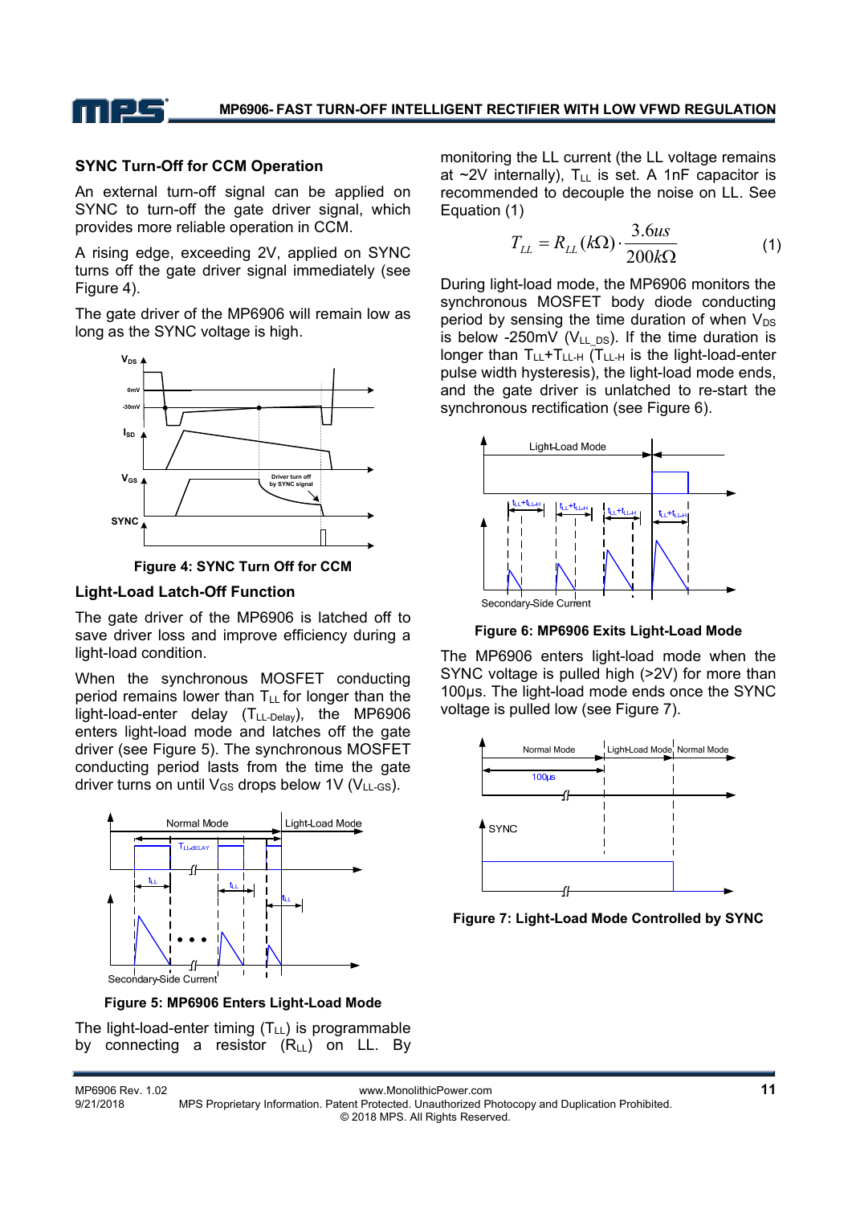### SYNC Turn-Off for CCM Operation

An external turn-off signal can be applied on SYNC to turn-off the gate driver signal, which provides more reliable operation in CCM.

A rising edge, exceeding 2V, applied on SYNC turns off the gate driver signal immediately (see Figure 4).

The gate driver of the MP6906 will remain low as long as the SYNC voltage is high.

**Figure 4: SYNC Turn Off for CCM**

### Light-Load Latch-Off Function

The gate driver of the MP6906 is latched off to save driver loss and improve efficiency during a light-load condition.

When the synchronous MOSFET conducting period remains lower than $T_{LL}$ for longer than the light-load-enter delay ($T_{LL\text{-}Delay}$), the MP6906 enters light-load mode and latches off the gate driver (see Figure 5). The synchronous MOSFET conducting period lasts from the time the gate driver turns on until $V_{GS}$ drops below 1V ($V_{LL\text{-}GS}$).

**Figure 5: MP6906 Enters Light-Load Mode**

The light-load-enter timing ($T_{LL}$) is programmable by connecting a resistor ($R_{LL}$) on LL. By monitoring the LL current (the LL voltage remains at ~2V internally), $T_{LL}$ is set. A 1nF capacitor is recommended to decouple the noise on LL. See Equation (1)

$$T_{LL} = R_{LL}(k\Omega) \cdot \frac{3.6us}{200k\Omega} \tag{1}$$

During light-load mode, the MP6906 monitors the synchronous MOSFET body diode conducting period by sensing the time duration of when $V_{DS}$ is below -250mV ($V_{LL\_DS}$). If the time duration is longer than $T_{LL}$+$T_{LL\text{-}H}$ ($T_{LL\text{-}H}$ is the light-load-enter pulse width hysteresis), the light-load mode ends, and the gate driver is unlatched to re-start the synchronous rectification (see Figure 6).

**Figure 6: MP6906 Exits Light-Load Mode**

The MP6906 enters light-load mode when the SYNC voltage is pulled high (>2V) for more than 100μs. The light-load mode ends once the SYNC voltage is pulled low (see Figure 7).

**Figure 7: Light-Load Mode Controlled by SYNC**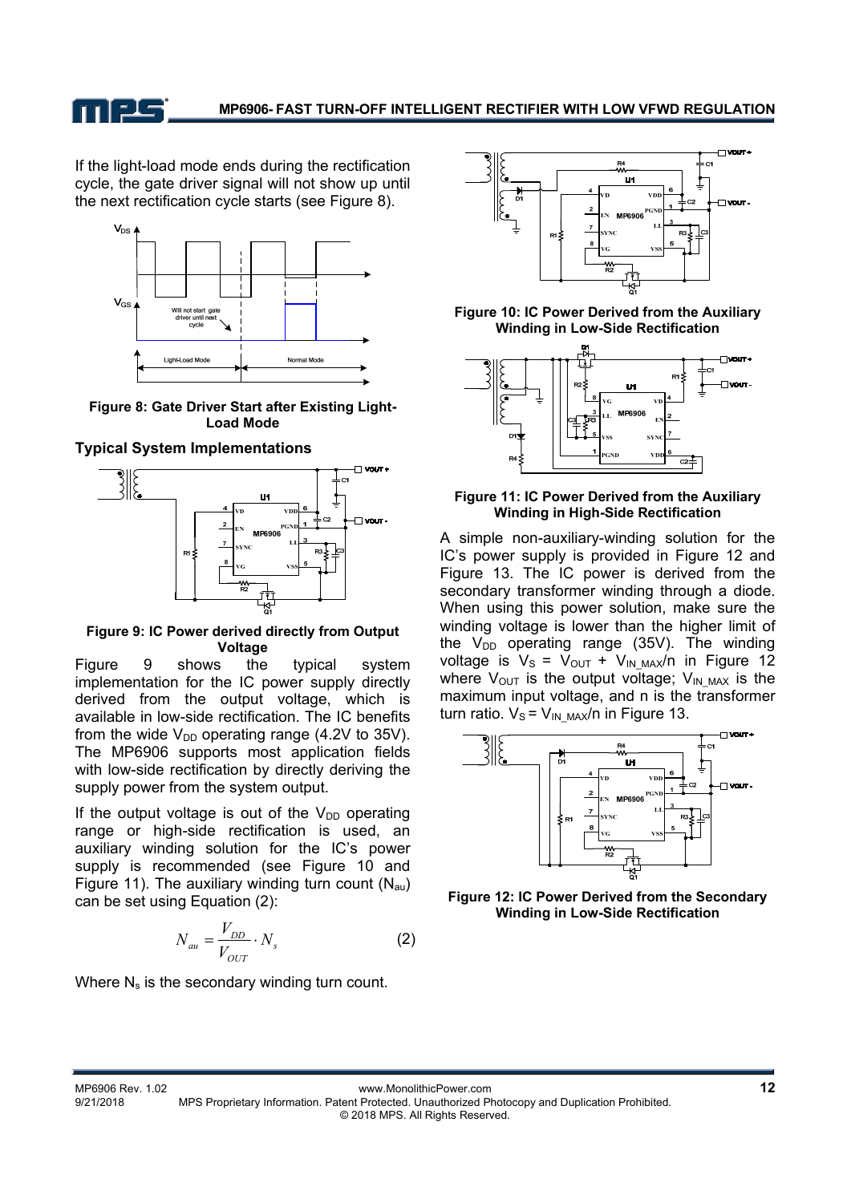If the light-load mode ends during the rectification cycle, the gate driver signal will not show up until the next rectification cycle starts (see Figure 8).

**Figure 8: Gate Driver Start after Existing Light-Load Mode**

### Typical System Implementations

**Figure 9: IC Power derived directly from Output Voltage**

Figure 9 shows the typical system implementation for the IC power supply directly derived from the output voltage, which is available in low-side rectification. The IC benefits from the wide $V_{DD}$ operating range (4.2V to 35V). The MP6906 supports most application fields with low-side rectification by directly deriving the supply power from the system output.

If the output voltage is out of the $V_{DD}$ operating range or high-side rectification is used, an auxiliary winding solution for the IC's power supply is recommended (see Figure 10 and Figure 11). The auxiliary winding turn count ($N_{au}$) can be set using Equation (2):

$$N_{au} = \frac{V_{DD}}{V_{OUT}} \cdot N_s \tag{2}$$

Where $N_s$ is the secondary winding turn count.

**Figure 10: IC Power Derived from the Auxiliary Winding in Low-Side Rectification**

**Figure 11: IC Power Derived from the Auxiliary Winding in High-Side Rectification**

A simple non-auxiliary-winding solution for the IC's power supply is provided in Figure 12 and Figure 13. The IC power is derived from the secondary transformer winding through a diode. When using this power solution, make sure the winding voltage is lower than the higher limit of the $V_{DD}$ operating range (35V). The winding voltage is $V_S = V_{OUT} + V_{IN\_MAX}/n$ in Figure 12 where $V_{OUT}$ is the output voltage; $V_{IN\_MAX}$ is the maximum input voltage, and n is the transformer turn ratio. $V_S = V_{IN\_MAX}/n$ in Figure 13.

**Figure 12: IC Power Derived from the Secondary Winding in Low-Side Rectification**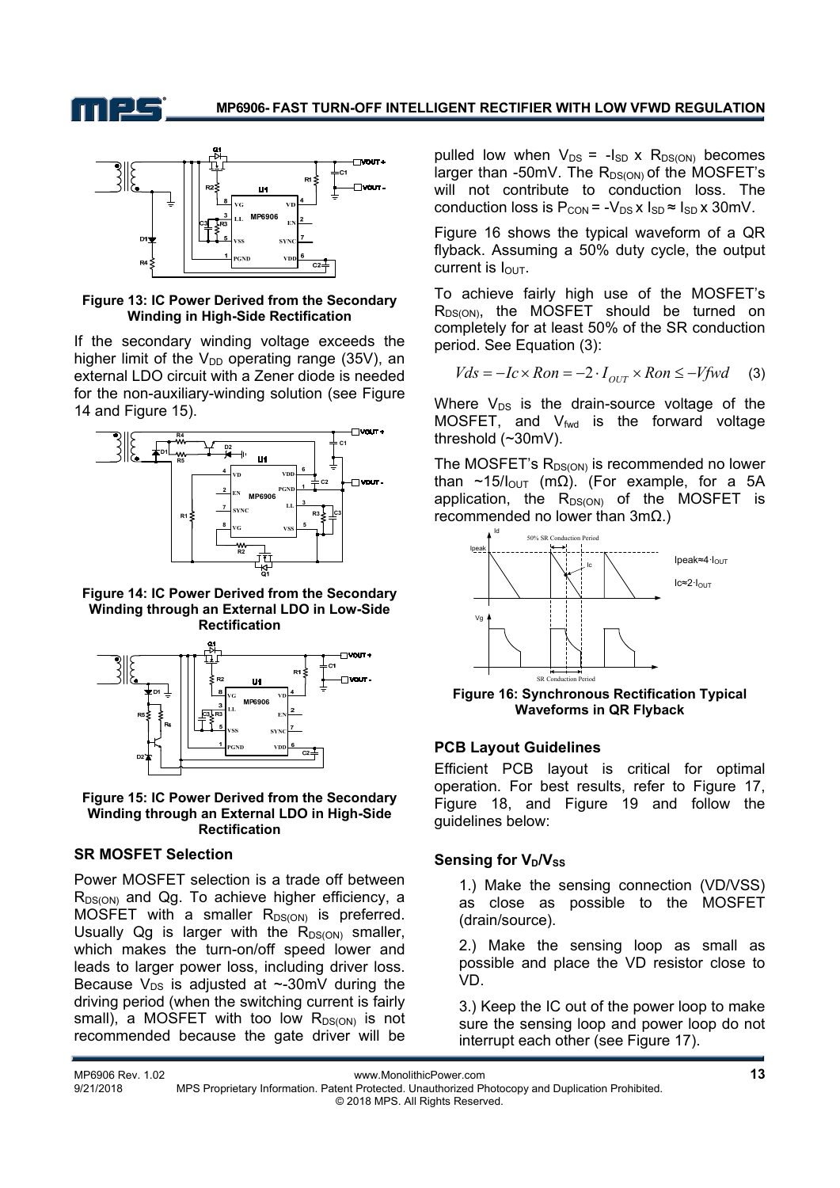**Figure 13: IC Power Derived from the Secondary Winding in High-Side Rectification**

If the secondary winding voltage exceeds the higher limit of the $V_{DD}$ operating range (35V), an external LDO circuit with a Zener diode is needed for the non-auxiliary-winding solution (see Figure 14 and Figure 15).

**Figure 14: IC Power Derived from the Secondary Winding through an External LDO in Low-Side Rectification**

**Figure 15: IC Power Derived from the Secondary Winding through an External LDO in High-Side Rectification**

### SR MOSFET Selection

Power MOSFET selection is a trade off between $R_{DS(ON)}$ and Qg. To achieve higher efficiency, a MOSFET with a smaller $R_{DS(ON)}$ is preferred. Usually Qg is larger with the $R_{DS(ON)}$ smaller, which makes the turn-on/off speed lower and leads to larger power loss, including driver loss. Because $V_{DS}$ is adjusted at ~-30mV during the driving period (when the switching current is fairly small), a MOSFET with too low $R_{DS(ON)}$ is not recommended because the gate driver will be pulled low when $V_{DS} = -I_{SD} \times R_{DS(ON)}$ becomes larger than -50mV. The $R_{DS(ON)}$ of the MOSFET's will not contribute to conduction loss. The conduction loss is $P_{CON} = -V_{DS} \times I_{SD} \approx I_{SD} \times 30mV$.

Figure 16 shows the typical waveform of a QR flyback. Assuming a 50% duty cycle, the output current is $I_{OUT}$.

To achieve fairly high use of the MOSFET's $R_{DS(ON)}$, the MOSFET should be turned on completely for at least 50% of the SR conduction period. See Equation (3):

$$Vds = -Ic \times Ron = -2 \cdot I_{OUT} \times Ron \leq -Vfwd \quad (3)$$

Where $V_{DS}$ is the drain-source voltage of the MOSFET, and $V_{fwd}$ is the forward voltage threshold (~30mV).

The MOSFET's $R_{DS(ON)}$ is recommended no lower than ~$15/I_{OUT}$ (mΩ). (For example, for a 5A application, the $R_{DS(ON)}$ of the MOSFET is recommended no lower than 3mΩ.)

**Figure 16: Synchronous Rectification Typical Waveforms in QR Flyback**

### PCB Layout Guidelines

Efficient PCB layout is critical for optimal operation. For best results, refer to Figure 17, Figure 18, and Figure 19 and follow the guidelines below:

#### Sensing for $V_D$/$V_{SS}$

1.) Make the sensing connection (VD/VSS) as close as possible to the MOSFET (drain/source).

2.) Make the sensing loop as small as possible and place the VD resistor close to VD.

3.) Keep the IC out of the power loop to make sure the sensing loop and power loop do not interrupt each other (see Figure 17).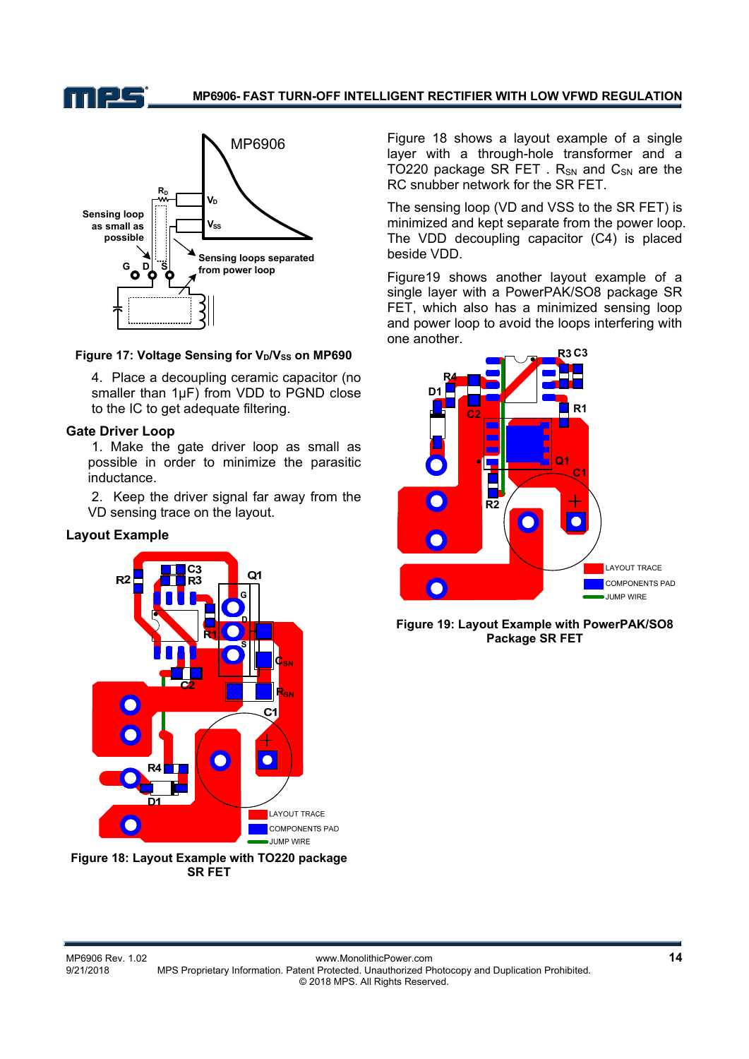Figure 17: Voltage Sensing for $V_D$/$V_{SS}$ on MP690

4. Place a decoupling ceramic capacitor (no smaller than 1µF) from VDD to PGND close to the IC to get adequate filtering.

### Gate Driver Loop

1. Make the gate driver loop as small as possible in order to minimize the parasitic inductance.

2. Keep the driver signal far away from the VD sensing trace on the layout.

### Layout Example

Figure 18: Layout Example with TO220 package SR FET

Figure 18 shows a layout example of a single layer with a through-hole transformer and a TO220 package SR FET . $R_{SN}$ and $C_{SN}$ are the RC snubber network for the SR FET.

The sensing loop (VD and VSS to the SR FET) is minimized and kept separate from the power loop. The VDD decoupling capacitor (C4) is placed beside VDD.

Figure19 shows another layout example of a single layer with a PowerPAK/SO8 package SR FET, which also has a minimized sensing loop and power loop to avoid the loops interfering with one another.

Figure 19: Layout Example with PowerPAK/SO8 Package SR FET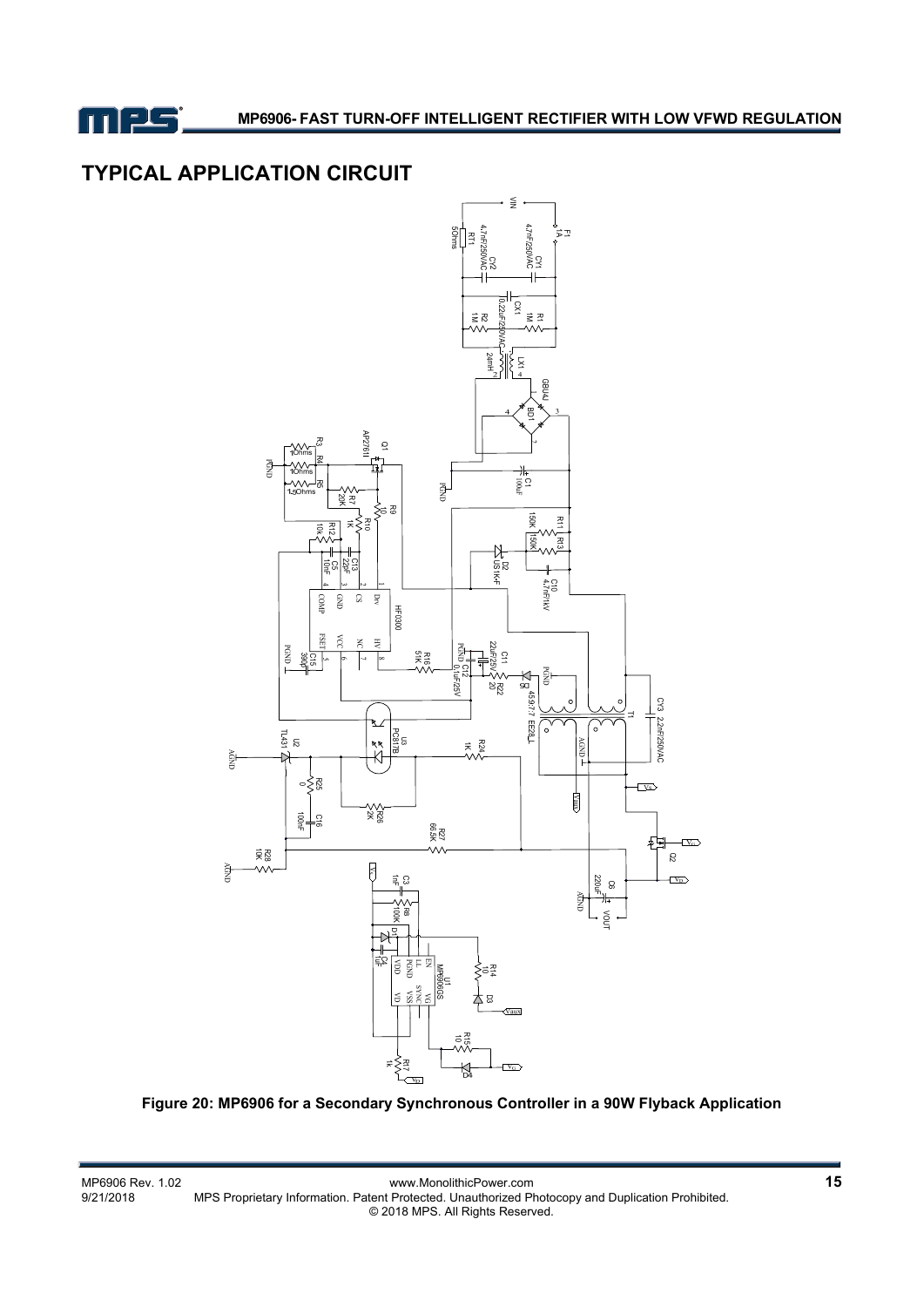## TYPICAL APPLICATION CIRCUIT

Figure 20: MP6906 for a Secondary Synchronous Controller in a 90W Flyback Application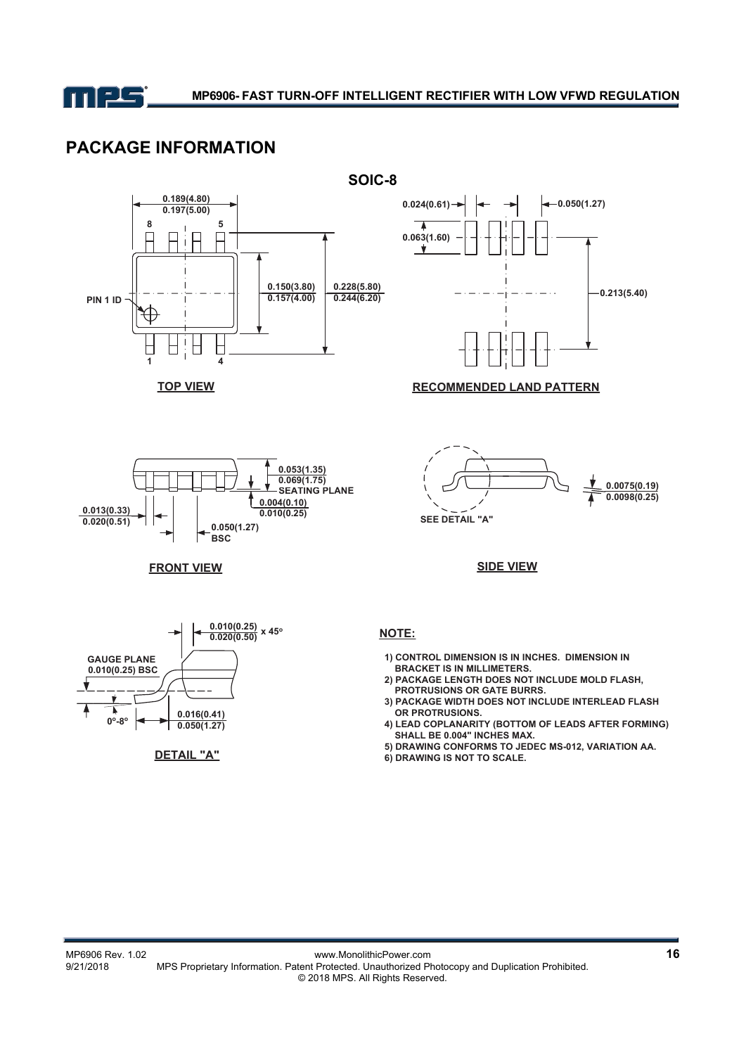## PACKAGE INFORMATION

**SOIC-8**

TOP VIEW

RECOMMENDED LAND PATTERN

FRONT VIEW

SIDE VIEW

DETAIL "A"

**NOTE:**

1) CONTROL DIMENSION IS IN INCHES. DIMENSION IN BRACKET IS IN MILLIMETERS.
2) PACKAGE LENGTH DOES NOT INCLUDE MOLD FLASH, PROTRUSIONS OR GATE BURRS.
3) PACKAGE WIDTH DOES NOT INCLUDE INTERLEAD FLASH OR PROTRUSIONS.
4) LEAD COPLANARITY (BOTTOM OF LEADS AFTER FORMING) SHALL BE 0.004" INCHES MAX.
5) DRAWING CONFORMS TO JEDEC MS-012, VARIATION AA.
6) DRAWING IS NOT TO SCALE.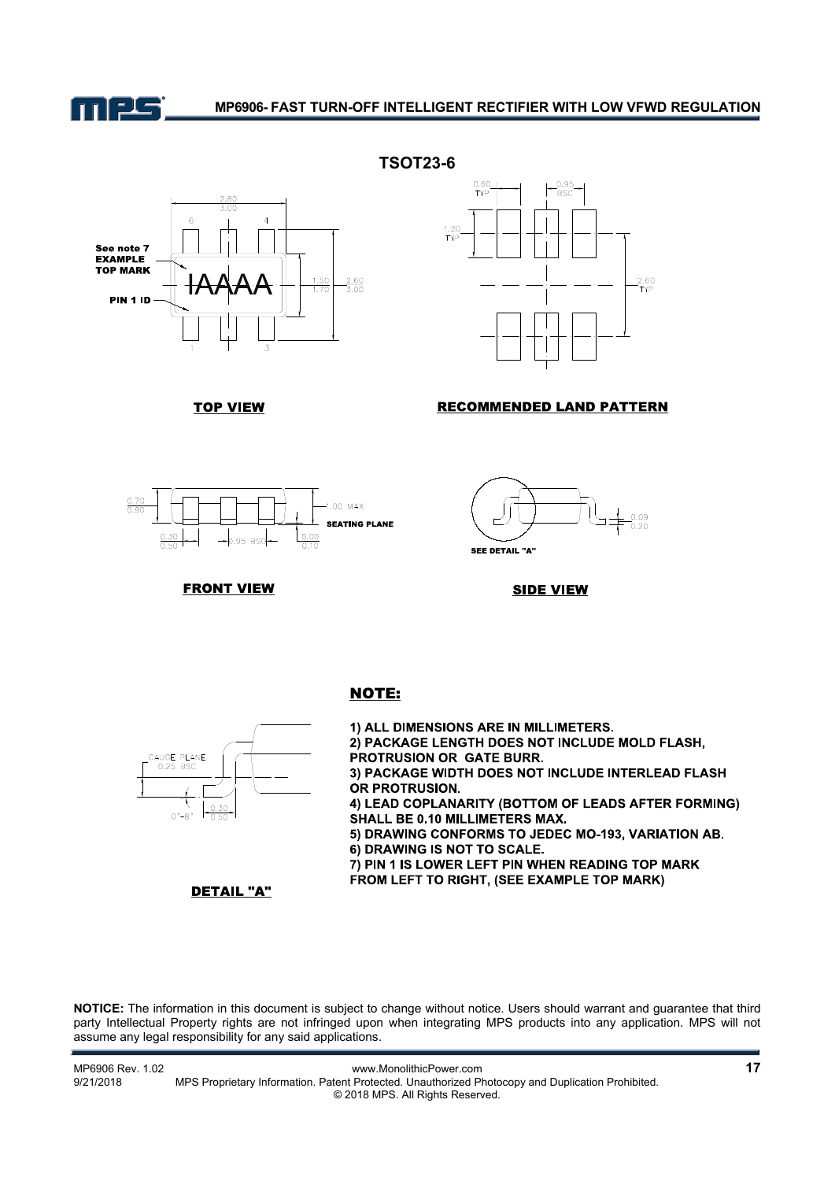## TSOT23-6

2.80
3.00

6 4

See note 7
EXAMPLE
TOP MARK

IAAAA

PIN 1 ID

1 3

1.50
1.70

2.60
3.00

**TOP VIEW**

0.60
TYP

0.95
BSC

1.20
TYP

2.60
TYP

**RECOMMENDED LAND PATTERN**

0.70
0.90

1.00 MAX

SEATING PLANE

0.30
0.50

0.95 BSC

0.00
0.10

**FRONT VIEW**

0.09
0.20

SEE DETAIL "A"

**SIDE VIEW**

GAUGE PLANE
0.25 BSC

0°-8°

0.30
0.50

**DETAIL "A"**

**NOTE:**

1) ALL DIMENSIONS ARE IN MILLIMETERS.
2) PACKAGE LENGTH DOES NOT INCLUDE MOLD FLASH, PROTRUSION OR GATE BURR.
3) PACKAGE WIDTH DOES NOT INCLUDE INTERLEAD FLASH OR PROTRUSION.
4) LEAD COPLANARITY (BOTTOM OF LEADS AFTER FORMING) SHALL BE 0.10 MILLIMETERS MAX.
5) DRAWING CONFORMS TO JEDEC MO-193, VARIATION AB.
6) DRAWING IS NOT TO SCALE.
7) PIN 1 IS LOWER LEFT PIN WHEN READING TOP MARK FROM LEFT TO RIGHT, (SEE EXAMPLE TOP MARK)

**NOTICE:** The information in this document is subject to change without notice. Users should warrant and guarantee that third party Intellectual Property rights are not infringed upon when integrating MPS products into any application. MPS will not assume any legal responsibility for any said applications.